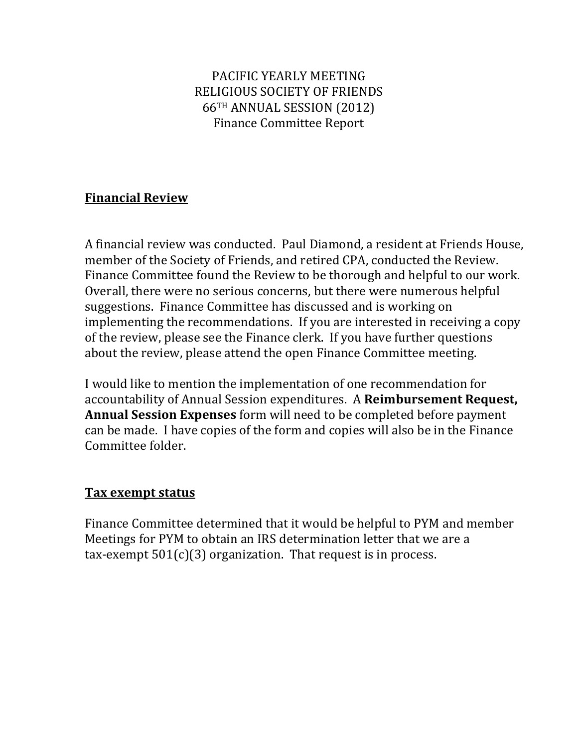# PACIFIC YEARLY MEETING
# RELIGIOUS SOCIETY OF FRIENDS
# 66TH ANNUAL SESSION (2012)
## Finance Committee Report

### Financial Review

A financial review was conducted. Paul Diamond, a resident at Friends House, member of the Society of Friends, and retired CPA, conducted the Review. Finance Committee found the Review to be thorough and helpful to our work. Overall, there were no serious concerns, but there were numerous helpful suggestions. Finance Committee has discussed and is working on implementing the recommendations. If you are interested in receiving a copy of the review, please see the Finance clerk. If you have further questions about the review, please attend the open Finance Committee meeting.

I would like to mention the implementation of one recommendation for accountability of Annual Session expenditures. A **Reimbursement Request, Annual Session Expenses** form will need to be completed before payment can be made. I have copies of the form and copies will also be in the Finance Committee folder.

### Tax exempt status

Finance Committee determined that it would be helpful to PYM and member Meetings for PYM to obtain an IRS determination letter that we are a tax-exempt 501(c)(3) organization. That request is in process.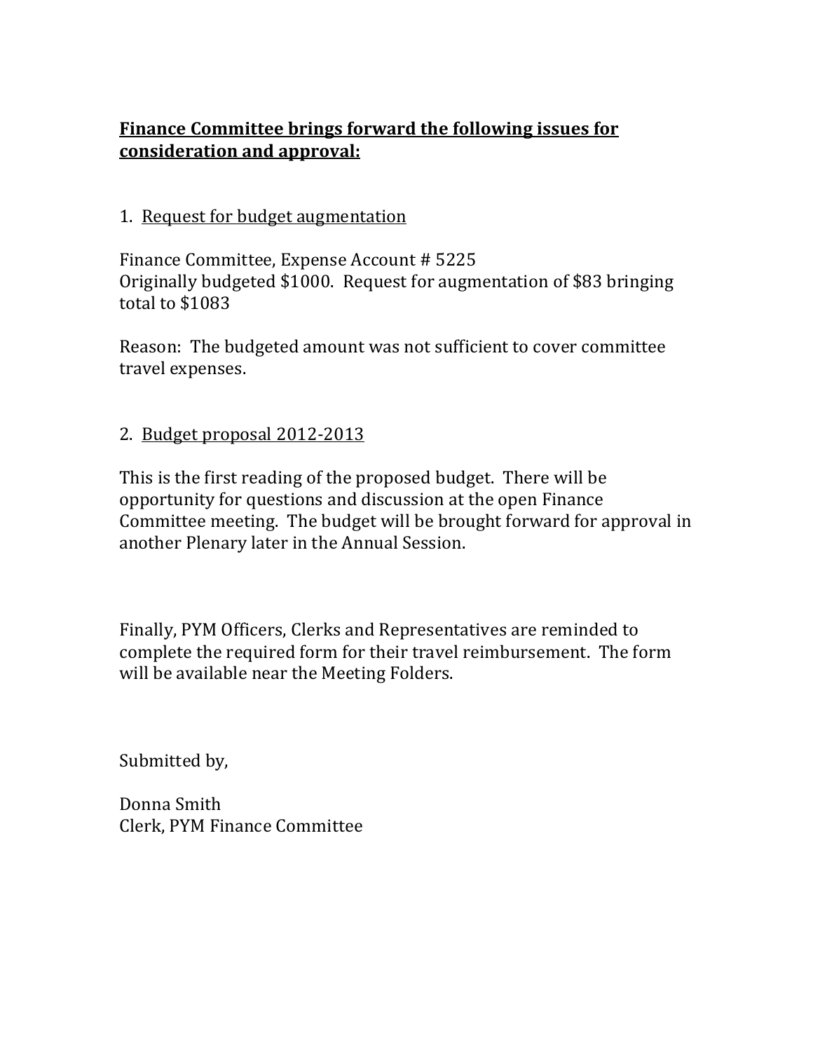**<u>Finance Committee brings forward the following issues for consideration and approval:</u>**

1. <u>Request for budget augmentation</u>

Finance Committee, Expense Account # 5225
Originally budgeted $1000. Request for augmentation of $83 bringing total to $1083

Reason: The budgeted amount was not sufficient to cover committee travel expenses.

2. <u>Budget proposal 2012-2013</u>

This is the first reading of the proposed budget. There will be opportunity for questions and discussion at the open Finance Committee meeting. The budget will be brought forward for approval in another Plenary later in the Annual Session.

Finally, PYM Officers, Clerks and Representatives are reminded to complete the required form for their travel reimbursement. The form will be available near the Meeting Folders.

Submitted by,

Donna Smith
Clerk, PYM Finance Committee